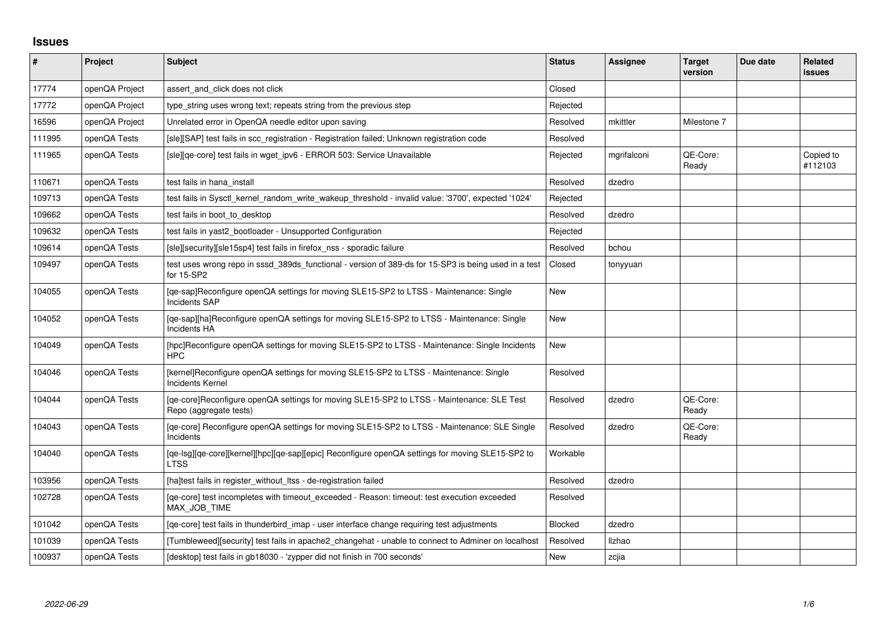## Issues

| # | Project | Subject | Status | Assignee | Target version | Due date | Related issues |
|---|---|---|---|---|---|---|---|
| 17774 | openQA Project | assert_and_click does not click | Closed | | | | |
| 17772 | openQA Project | type_string uses wrong text; repeats string from the previous step | Rejected | | | | |
| 16596 | openQA Project | Unrelated error in OpenQA needle editor upon saving | Resolved | mkittler | Milestone 7 | | |
| 111995 | openQA Tests | [sle][SAP] test fails in scc_registration - Registration failed; Unknown registration code | Resolved | | | | |
| 111965 | openQA Tests | [sle][qe-core] test fails in wget_ipv6 - ERROR 503: Service Unavailable | Rejected | mgrifalconi | QE-Core: Ready | | Copied to #112103 |
| 110671 | openQA Tests | test fails in hana_install | Resolved | dzedro | | | |
| 109713 | openQA Tests | test fails in Sysctl_kernel_random_write_wakeup_threshold - invalid value: '3700', expected '1024' | Rejected | | | | |
| 109662 | openQA Tests | test fails in boot_to_desktop | Resolved | dzedro | | | |
| 109632 | openQA Tests | test fails in yast2_bootloader - Unsupported Configuration | Rejected | | | | |
| 109614 | openQA Tests | [sle][security][sle15sp4] test fails in firefox_nss - sporadic failure | Resolved | bchou | | | |
| 109497 | openQA Tests | test uses wrong repo in sssd_389ds_functional - version of 389-ds for 15-SP3 is being used in a test for 15-SP2 | Closed | tonyyuan | | | |
| 104055 | openQA Tests | [qe-sap]Reconfigure openQA settings for moving SLE15-SP2 to LTSS - Maintenance: Single Incidents SAP | New | | | | |
| 104052 | openQA Tests | [qe-sap][ha]Reconfigure openQA settings for moving SLE15-SP2 to LTSS - Maintenance: Single Incidents HA | New | | | | |
| 104049 | openQA Tests | [hpc]Reconfigure openQA settings for moving SLE15-SP2 to LTSS - Maintenance: Single Incidents HPC | New | | | | |
| 104046 | openQA Tests | [kernel]Reconfigure openQA settings for moving SLE15-SP2 to LTSS - Maintenance: Single Incidents Kernel | Resolved | | | | |
| 104044 | openQA Tests | [qe-core]Reconfigure openQA settings for moving SLE15-SP2 to LTSS - Maintenance: SLE Test Repo (aggregate tests) | Resolved | dzedro | QE-Core: Ready | | |
| 104043 | openQA Tests | [qe-core] Reconfigure openQA settings for moving SLE15-SP2 to LTSS - Maintenance: SLE Single Incidents | Resolved | dzedro | QE-Core: Ready | | |
| 104040 | openQA Tests | [qe-lsg][qe-core][kernel][hpc][qe-sap][epic] Reconfigure openQA settings for moving SLE15-SP2 to LTSS | Workable | | | | |
| 103956 | openQA Tests | [ha]test fails in register_without_ltss - de-registration failed | Resolved | dzedro | | | |
| 102728 | openQA Tests | [qe-core] test incompletes with timeout_exceeded - Reason: timeout: test execution exceeded MAX_JOB_TIME | Resolved | | | | |
| 101042 | openQA Tests | [qe-core] test fails in thunderbird_imap - user interface change requiring test adjustments | Blocked | dzedro | | | |
| 101039 | openQA Tests | [Tumbleweed][security] test fails in apache2_changehat - unable to connect to Adminer on localhost | Resolved | llzhao | | | |
| 100937 | openQA Tests | [desktop] test fails in gb18030 - 'zypper did not finish in 700 seconds' | New | zcjia | | | |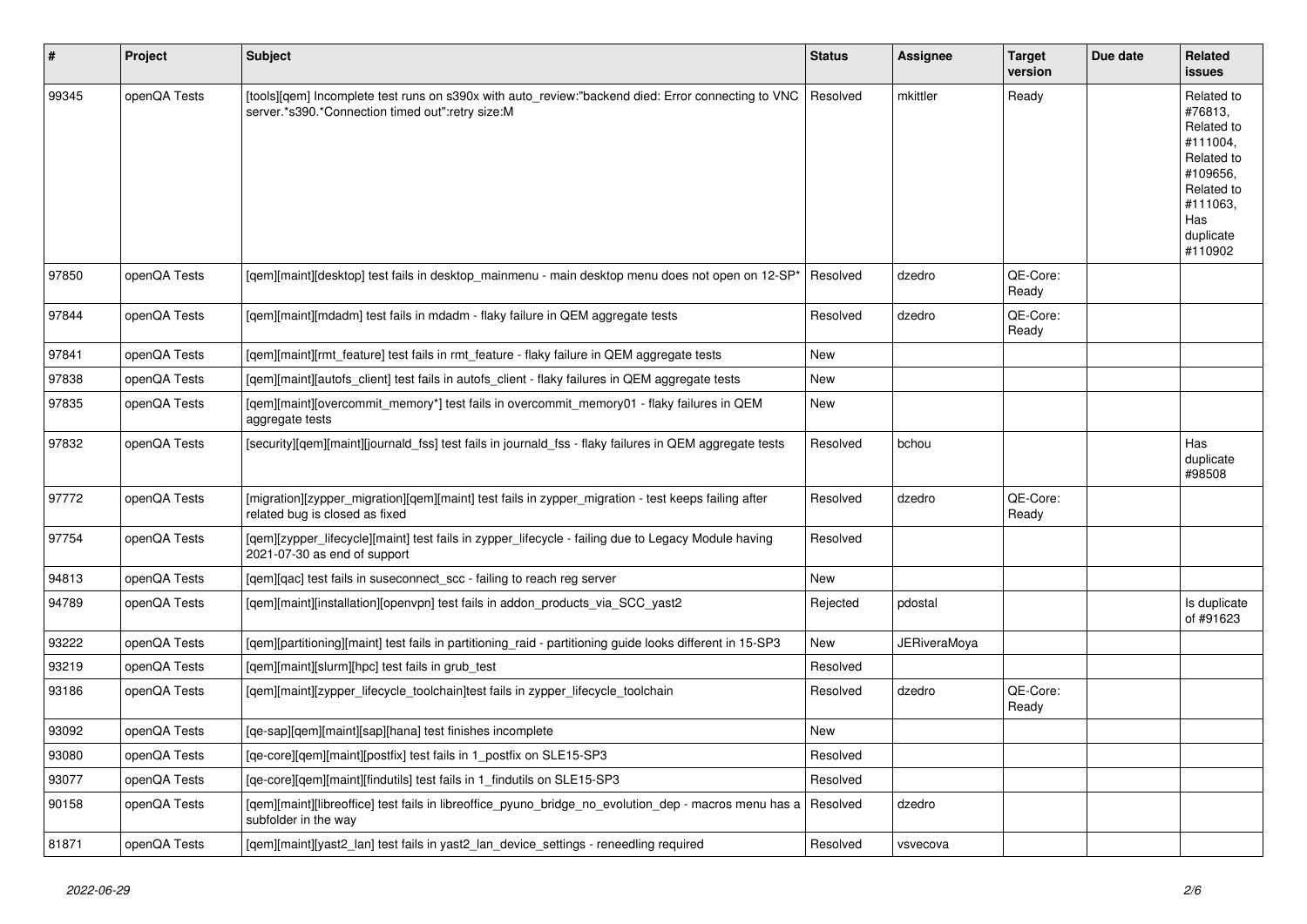| # | Project | Subject | Status | Assignee | Target version | Due date | Related issues |
|---|---|---|---|---|---|---|---|
| 99345 | openQA Tests | [tools][qem] Incomplete test runs on s390x with auto_review:"backend died: Error connecting to VNC server.*s390.*Connection timed out":retry size:M | Resolved | mkittler | Ready | | Related to #76813, Related to #111004, Related to #109656, Related to #111063, Has duplicate #110902 |
| 97850 | openQA Tests | [qem][maint][desktop] test fails in desktop_mainmenu - main desktop menu does not open on 12-SP* | Resolved | dzedro | QE-Core: Ready | | |
| 97844 | openQA Tests | [qem][maint][mdadm] test fails in mdadm - flaky failure in QEM aggregate tests | Resolved | dzedro | QE-Core: Ready | | |
| 97841 | openQA Tests | [qem][maint][rmt_feature] test fails in rmt_feature - flaky failure in QEM aggregate tests | New | | | | |
| 97838 | openQA Tests | [qem][maint][autofs_client] test fails in autofs_client - flaky failures in QEM aggregate tests | New | | | | |
| 97835 | openQA Tests | [qem][maint][overcommit_memory*] test fails in overcommit_memory01 - flaky failures in QEM aggregate tests | New | | | | |
| 97832 | openQA Tests | [security][qem][maint][journald_fss] test fails in journald_fss - flaky failures in QEM aggregate tests | Resolved | bchou | | | Has duplicate #98508 |
| 97772 | openQA Tests | [migration][zypper_migration][qem][maint] test fails in zypper_migration - test keeps failing after related bug is closed as fixed | Resolved | dzedro | QE-Core: Ready | | |
| 97754 | openQA Tests | [qem][zypper_lifecycle][maint] test fails in zypper_lifecycle - failing due to Legacy Module having 2021-07-30 as end of support | Resolved | | | | |
| 94813 | openQA Tests | [qem][qac] test fails in suseconnect_scc - failing to reach reg server | New | | | | |
| 94789 | openQA Tests | [qem][maint][installation][openvpn] test fails in addon_products_via_SCC_yast2 | Rejected | pdostal | | | Is duplicate of #91623 |
| 93222 | openQA Tests | [qem][partitioning][maint] test fails in partitioning_raid - partitioning guide looks different in 15-SP3 | New | JERiveraMoya | | | |
| 93219 | openQA Tests | [qem][maint][slurm][hpc] test fails in grub_test | Resolved | | | | |
| 93186 | openQA Tests | [qem][maint][zypper_lifecycle_toolchain]test fails in zypper_lifecycle_toolchain | Resolved | dzedro | QE-Core: Ready | | |
| 93092 | openQA Tests | [qe-sap][qem][maint][sap][hana] test finishes incomplete | New | | | | |
| 93080 | openQA Tests | [qe-core][qem][maint][postfix] test fails in 1_postfix on SLE15-SP3 | Resolved | | | | |
| 93077 | openQA Tests | [qe-core][qem][maint][findutils] test fails in 1_findutils on SLE15-SP3 | Resolved | | | | |
| 90158 | openQA Tests | [qem][maint][libreoffice] test fails in libreoffice_pyuno_bridge_no_evolution_dep - macros menu has a subfolder in the way | Resolved | dzedro | | | |
| 81871 | openQA Tests | [qem][maint][yast2_lan] test fails in yast2_lan_device_settings - reneedling required | Resolved | vsvecova | | | |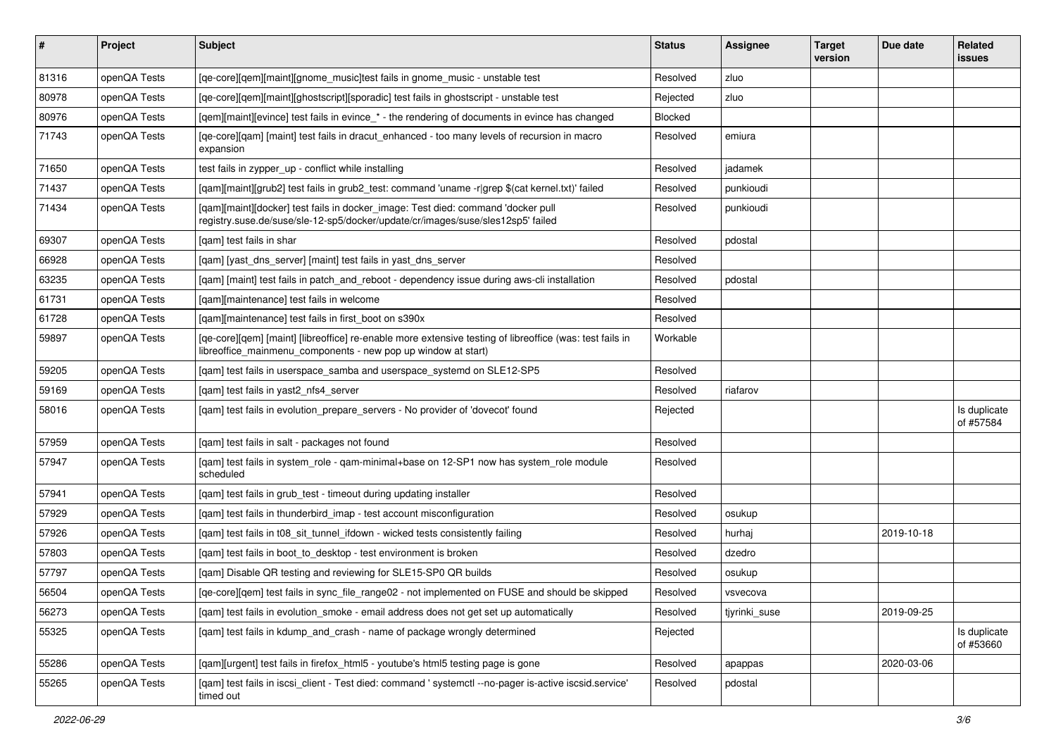| # | Project | Subject | Status | Assignee | Target version | Due date | Related issues |
|---|---|---|---|---|---|---|---|
| 81316 | openQA Tests | [qe-core][qem][maint][gnome_music]test fails in gnome_music - unstable test | Resolved | zluo | | | |
| 80978 | openQA Tests | [qe-core][qem][maint][ghostscript][sporadic] test fails in ghostscript - unstable test | Rejected | zluo | | | |
| 80976 | openQA Tests | [qem][maint][evince] test fails in evince_* - the rendering of documents in evince has changed | Blocked | | | | |
| 71743 | openQA Tests | [qe-core][qam] [maint] test fails in dracut_enhanced - too many levels of recursion in macro expansion | Resolved | emiura | | | |
| 71650 | openQA Tests | test fails in zypper_up - conflict while installing | Resolved | jadamek | | | |
| 71437 | openQA Tests | [qam][maint][grub2] test fails in grub2_test: command 'uname -r\|grep $(cat kernel.txt)' failed | Resolved | punkioudi | | | |
| 71434 | openQA Tests | [qam][maint][docker] test fails in docker_image: Test died: command 'docker pull registry.suse.de/suse/sle-12-sp5/docker/update/cr/images/suse/sles12sp5' failed | Resolved | punkioudi | | | |
| 69307 | openQA Tests | [qam] test fails in shar | Resolved | pdostal | | | |
| 66928 | openQA Tests | [qam] [yast_dns_server] [maint] test fails in yast_dns_server | Resolved | | | | |
| 63235 | openQA Tests | [qam] [maint] test fails in patch_and_reboot - dependency issue during aws-cli installation | Resolved | pdostal | | | |
| 61731 | openQA Tests | [qam][maintenance] test fails in welcome | Resolved | | | | |
| 61728 | openQA Tests | [qam][maintenance] test fails in first_boot on s390x | Resolved | | | | |
| 59897 | openQA Tests | [qe-core][qem] [maint] [libreoffice] re-enable more extensive testing of libreoffice (was: test fails in libreoffice_mainmenu_components - new pop up window at start) | Workable | | | | |
| 59205 | openQA Tests | [qam] test fails in userspace_samba and userspace_systemd on SLE12-SP5 | Resolved | | | | |
| 59169 | openQA Tests | [qam] test fails in yast2_nfs4_server | Resolved | riafarov | | | |
| 58016 | openQA Tests | [qam] test fails in evolution_prepare_servers - No provider of 'dovecot' found | Rejected | | | | Is duplicate of #57584 |
| 57959 | openQA Tests | [qam] test fails in salt - packages not found | Resolved | | | | |
| 57947 | openQA Tests | [qam] test fails in system_role - qam-minimal+base on 12-SP1 now has system_role module scheduled | Resolved | | | | |
| 57941 | openQA Tests | [qam] test fails in grub_test - timeout during updating installer | Resolved | | | | |
| 57929 | openQA Tests | [qam] test fails in thunderbird_imap - test account misconfiguration | Resolved | osukup | | | |
| 57926 | openQA Tests | [qam] test fails in t08_sit_tunnel_ifdown - wicked tests consistently failing | Resolved | hurhaj | | 2019-10-18 | |
| 57803 | openQA Tests | [qam] test fails in boot_to_desktop - test environment is broken | Resolved | dzedro | | | |
| 57797 | openQA Tests | [qam] Disable QR testing and reviewing for SLE15-SP0 QR builds | Resolved | osukup | | | |
| 56504 | openQA Tests | [qe-core][qem] test fails in sync_file_range02 - not implemented on FUSE and should be skipped | Resolved | vsvecova | | | |
| 56273 | openQA Tests | [qam] test fails in evolution_smoke - email address does not get set up automatically | Resolved | tjyrinki_suse | | 2019-09-25 | |
| 55325 | openQA Tests | [qam] test fails in kdump_and_crash - name of package wrongly determined | Rejected | | | | Is duplicate of #53660 |
| 55286 | openQA Tests | [qam][urgent] test fails in firefox_html5 - youtube's html5 testing page is gone | Resolved | apappas | | 2020-03-06 | |
| 55265 | openQA Tests | [qam] test fails in iscsi_client - Test died: command ' systemctl --no-pager is-active iscsid.service' timed out | Resolved | pdostal | | | |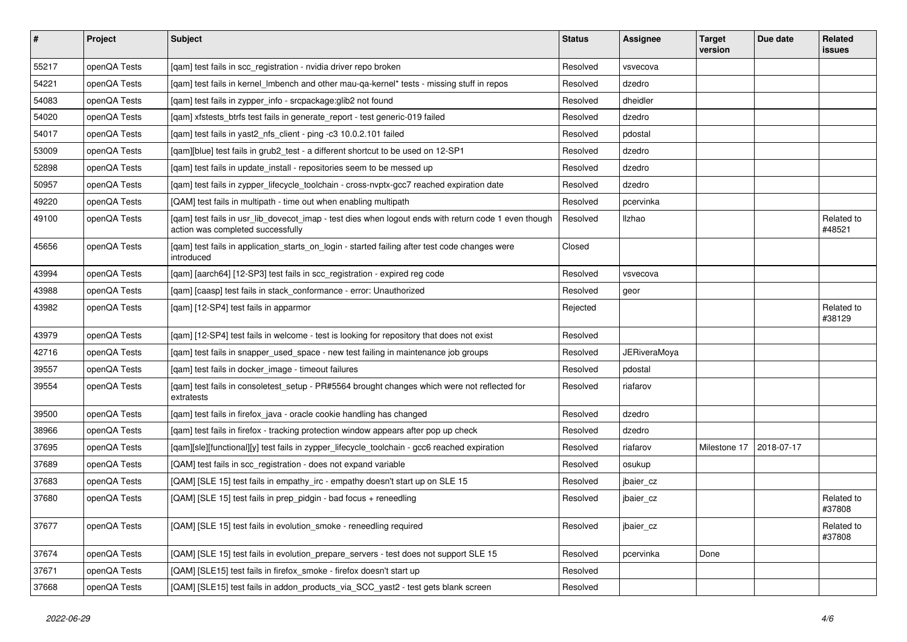| # | Project | Subject | Status | Assignee | Target version | Due date | Related issues |
|---|---|---|---|---|---|---|---|
| 55217 | openQA Tests | [qam] test fails in scc_registration - nvidia driver repo broken | Resolved | vsvecova | | | |
| 54221 | openQA Tests | [qam] test fails in kernel_lmbench and other mau-qa-kernel* tests - missing stuff in repos | Resolved | dzedro | | | |
| 54083 | openQA Tests | [qam] test fails in zypper_info - srcpackage:glib2 not found | Resolved | dheidler | | | |
| 54020 | openQA Tests | [qam] xfstests_btrfs test fails in generate_report - test generic-019 failed | Resolved | dzedro | | | |
| 54017 | openQA Tests | [qam] test fails in yast2_nfs_client - ping -c3 10.0.2.101 failed | Resolved | pdostal | | | |
| 53009 | openQA Tests | [qam][blue] test fails in grub2_test - a different shortcut to be used on 12-SP1 | Resolved | dzedro | | | |
| 52898 | openQA Tests | [qam] test fails in update_install - repositories seem to be messed up | Resolved | dzedro | | | |
| 50957 | openQA Tests | [qam] test fails in zypper_lifecycle_toolchain - cross-nvptx-gcc7 reached expiration date | Resolved | dzedro | | | |
| 49220 | openQA Tests | [QAM] test fails in multipath - time out when enabling multipath | Resolved | pcervinka | | | |
| 49100 | openQA Tests | [qam] test fails in usr_lib_dovecot_imap - test dies when logout ends with return code 1 even though action was completed successfully | Resolved | llzhao | | | Related to #48521 |
| 45656 | openQA Tests | [qam] test fails in application_starts_on_login - started failing after test code changes were introduced | Closed | | | | |
| 43994 | openQA Tests | [qam] [aarch64] [12-SP3] test fails in scc_registration - expired reg code | Resolved | vsvecova | | | |
| 43988 | openQA Tests | [qam] [caasp] test fails in stack_conformance - error: Unauthorized | Resolved | geor | | | |
| 43982 | openQA Tests | [qam] [12-SP4] test fails in apparmor | Rejected | | | | Related to #38129 |
| 43979 | openQA Tests | [qam] [12-SP4] test fails in welcome - test is looking for repository that does not exist | Resolved | | | | |
| 42716 | openQA Tests | [qam] test fails in snapper_used_space - new test failing in maintenance job groups | Resolved | JERiveraMoya | | | |
| 39557 | openQA Tests | [qam] test fails in docker_image - timeout failures | Resolved | pdostal | | | |
| 39554 | openQA Tests | [qam] test fails in consoletest_setup - PR#5564 brought changes which were not reflected for extratests | Resolved | riafarov | | | |
| 39500 | openQA Tests | [qam] test fails in firefox_java - oracle cookie handling has changed | Resolved | dzedro | | | |
| 38966 | openQA Tests | [qam] test fails in firefox - tracking protection window appears after pop up check | Resolved | dzedro | | | |
| 37695 | openQA Tests | [qam][sle][functional][y] test fails in zypper_lifecycle_toolchain - gcc6 reached expiration | Resolved | riafarov | Milestone 17 | 2018-07-17 | |
| 37689 | openQA Tests | [QAM] test fails in scc_registration - does not expand variable | Resolved | osukup | | | |
| 37683 | openQA Tests | [QAM] [SLE 15] test fails in empathy_irc - empathy doesn't start up on SLE 15 | Resolved | jbaier_cz | | | |
| 37680 | openQA Tests | [QAM] [SLE 15] test fails in prep_pidgin - bad focus + reneedling | Resolved | jbaier_cz | | | Related to #37808 |
| 37677 | openQA Tests | [QAM] [SLE 15] test fails in evolution_smoke - reneedling required | Resolved | jbaier_cz | | | Related to #37808 |
| 37674 | openQA Tests | [QAM] [SLE 15] test fails in evolution_prepare_servers - test does not support SLE 15 | Resolved | pcervinka | Done | | |
| 37671 | openQA Tests | [QAM] [SLE15] test fails in firefox_smoke - firefox doesn't start up | Resolved | | | | |
| 37668 | openQA Tests | [QAM] [SLE15] test fails in addon_products_via_SCC_yast2 - test gets blank screen | Resolved | | | | |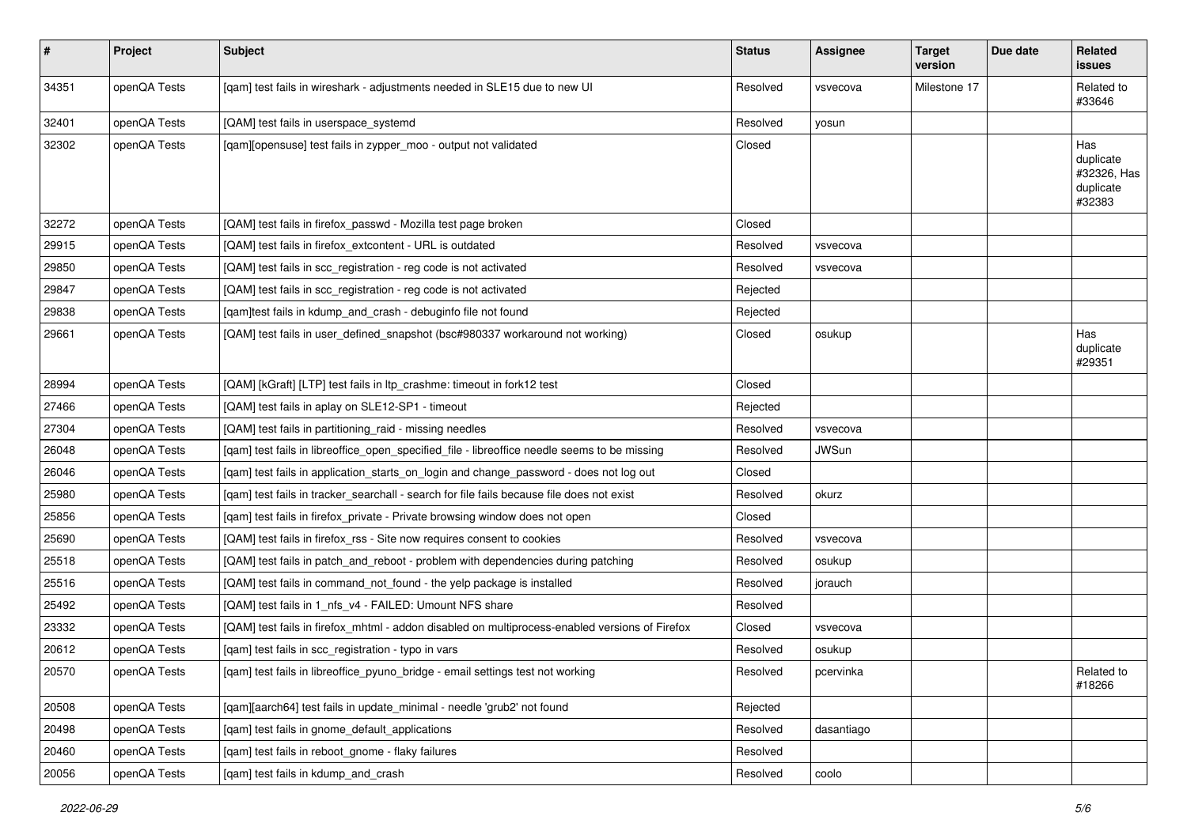| # | Project | Subject | Status | Assignee | Target version | Due date | Related issues |
|---|---|---|---|---|---|---|---|
| 34351 | openQA Tests | [qam] test fails in wireshark - adjustments needed in SLE15 due to new UI | Resolved | vsvecova | Milestone 17 | | Related to #33646 |
| 32401 | openQA Tests | [QAM] test fails in userspace_systemd | Resolved | yosun | | | |
| 32302 | openQA Tests | [qam][opensuse] test fails in zypper_moo - output not validated | Closed | | | | Has duplicate #32326, Has duplicate #32383 |
| 32272 | openQA Tests | [QAM] test fails in firefox_passwd - Mozilla test page broken | Closed | | | | |
| 29915 | openQA Tests | [QAM] test fails in firefox_extcontent - URL is outdated | Resolved | vsvecova | | | |
| 29850 | openQA Tests | [QAM] test fails in scc_registration - reg code is not activated | Resolved | vsvecova | | | |
| 29847 | openQA Tests | [QAM] test fails in scc_registration - reg code is not activated | Rejected | | | | |
| 29838 | openQA Tests | [qam]test fails in kdump_and_crash - debuginfo file not found | Rejected | | | | |
| 29661 | openQA Tests | [QAM] test fails in user_defined_snapshot (bsc#980337 workaround not working) | Closed | osukup | | | Has duplicate #29351 |
| 28994 | openQA Tests | [QAM] [kGraft] [LTP] test fails in ltp_crashme: timeout in fork12 test | Closed | | | | |
| 27466 | openQA Tests | [QAM] test fails in aplay on SLE12-SP1 - timeout | Rejected | | | | |
| 27304 | openQA Tests | [QAM] test fails in partitioning_raid - missing needles | Resolved | vsvecova | | | |
| 26048 | openQA Tests | [qam] test fails in libreoffice_open_specified_file - libreoffice needle seems to be missing | Resolved | JWSun | | | |
| 26046 | openQA Tests | [qam] test fails in application_starts_on_login and change_password - does not log out | Closed | | | | |
| 25980 | openQA Tests | [qam] test fails in tracker_searchall - search for file fails because file does not exist | Resolved | okurz | | | |
| 25856 | openQA Tests | [qam] test fails in firefox_private - Private browsing window does not open | Closed | | | | |
| 25690 | openQA Tests | [QAM] test fails in firefox_rss - Site now requires consent to cookies | Resolved | vsvecova | | | |
| 25518 | openQA Tests | [QAM] test fails in patch_and_reboot - problem with dependencies during patching | Resolved | osukup | | | |
| 25516 | openQA Tests | [QAM] test fails in command_not_found - the yelp package is installed | Resolved | jorauch | | | |
| 25492 | openQA Tests | [QAM] test fails in 1_nfs_v4 - FAILED: Umount NFS share | Resolved | | | | |
| 23332 | openQA Tests | [QAM] test fails in firefox_mhtml - addon disabled on multiprocess-enabled versions of Firefox | Closed | vsvecova | | | |
| 20612 | openQA Tests | [qam] test fails in scc_registration - typo in vars | Resolved | osukup | | | |
| 20570 | openQA Tests | [qam] test fails in libreoffice_pyuno_bridge - email settings test not working | Resolved | pcervinka | | | Related to #18266 |
| 20508 | openQA Tests | [qam][aarch64] test fails in update_minimal - needle 'grub2' not found | Rejected | | | | |
| 20498 | openQA Tests | [qam] test fails in gnome_default_applications | Resolved | dasantiago | | | |
| 20460 | openQA Tests | [qam] test fails in reboot_gnome - flaky failures | Resolved | | | | |
| 20056 | openQA Tests | [qam] test fails in kdump_and_crash | Resolved | coolo | | | |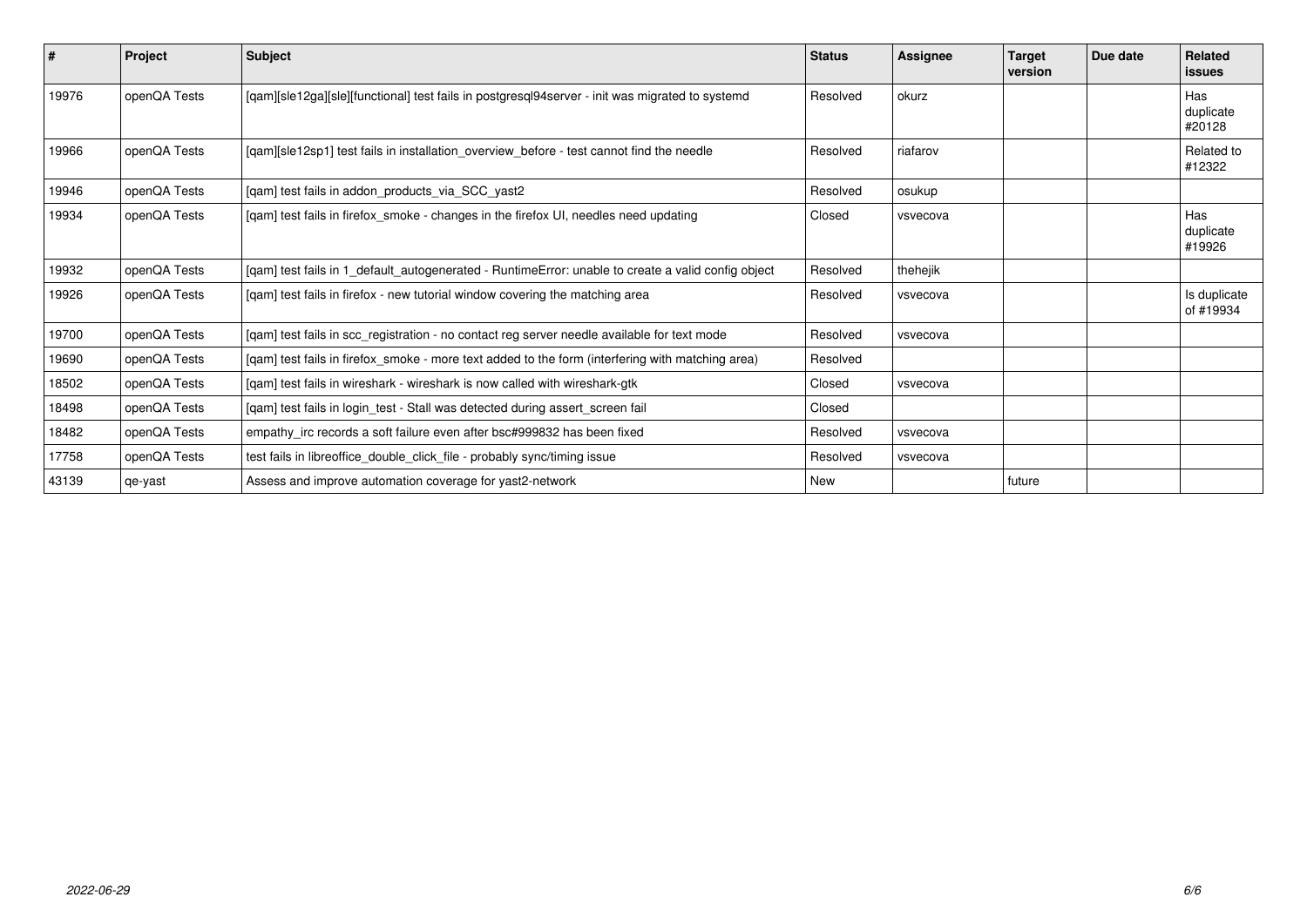| # | Project | Subject | Status | Assignee | Target version | Due date | Related issues |
|---|---|---|---|---|---|---|---|
| 19976 | openQA Tests | [qam][sle12ga][sle][functional] test fails in postgresql94server - init was migrated to systemd | Resolved | okurz | | | Has duplicate #20128 |
| 19966 | openQA Tests | [qam][sle12sp1] test fails in installation_overview_before - test cannot find the needle | Resolved | riafarov | | | Related to #12322 |
| 19946 | openQA Tests | [qam] test fails in addon_products_via_SCC_yast2 | Resolved | osukup | | | |
| 19934 | openQA Tests | [qam] test fails in firefox_smoke - changes in the firefox UI, needles need updating | Closed | vsvecova | | | Has duplicate #19926 |
| 19932 | openQA Tests | [qam] test fails in 1_default_autogenerated - RuntimeError: unable to create a valid config object | Resolved | thehejik | | | |
| 19926 | openQA Tests | [qam] test fails in firefox - new tutorial window covering the matching area | Resolved | vsvecova | | | Is duplicate of #19934 |
| 19700 | openQA Tests | [qam] test fails in scc_registration - no contact reg server needle available for text mode | Resolved | vsvecova | | | |
| 19690 | openQA Tests | [qam] test fails in firefox_smoke - more text added to the form (interfering with matching area) | Resolved | | | | |
| 18502 | openQA Tests | [qam] test fails in wireshark - wireshark is now called with wireshark-gtk | Closed | vsvecova | | | |
| 18498 | openQA Tests | [qam] test fails in login_test - Stall was detected during assert_screen fail | Closed | | | | |
| 18482 | openQA Tests | empathy_irc records a soft failure even after bsc#999832 has been fixed | Resolved | vsvecova | | | |
| 17758 | openQA Tests | test fails in libreoffice_double_click_file - probably sync/timing issue | Resolved | vsvecova | | | |
| 43139 | qe-yast | Assess and improve automation coverage for yast2-network | New | | future | | |